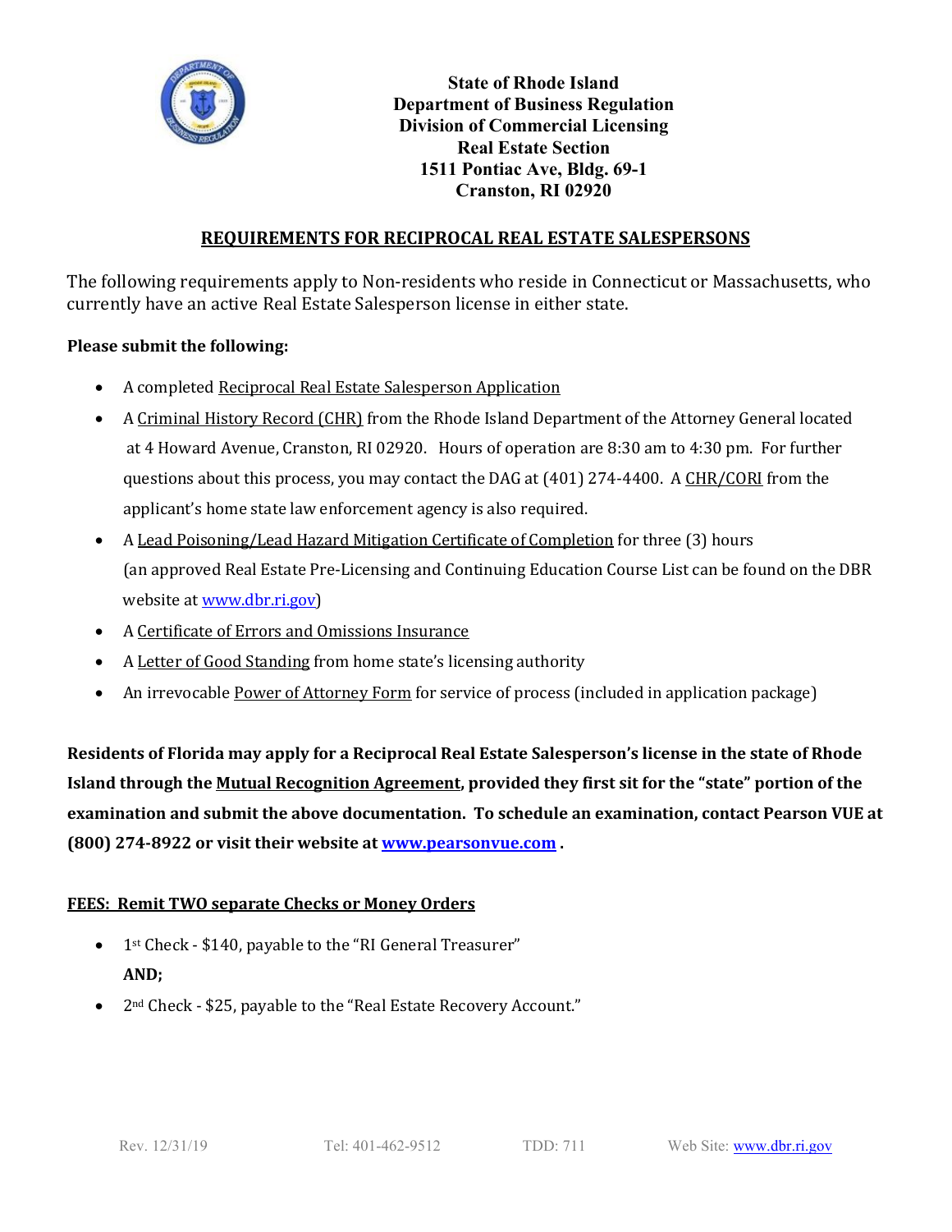**State of Rhode Island**
**Department of Business Regulation**
**Division of Commercial Licensing**
**Real Estate Section**
**1511 Pontiac Ave, Bldg. 69-1**
**Cranston, RI 02920**

## REQUIREMENTS FOR RECIPROCAL REAL ESTATE SALESPERSONS

The following requirements apply to Non-residents who reside in Connecticut or Massachusetts, who currently have an active Real Estate Salesperson license in either state.

**Please submit the following:**

- A completed Reciprocal Real Estate Salesperson Application
- A Criminal History Record (CHR) from the Rhode Island Department of the Attorney General located at 4 Howard Avenue, Cranston, RI 02920. Hours of operation are 8:30 am to 4:30 pm. For further questions about this process, you may contact the DAG at (401) 274-4400. A CHR/CORI from the applicant's home state law enforcement agency is also required.
- A Lead Poisoning/Lead Hazard Mitigation Certificate of Completion for three (3) hours (an approved Real Estate Pre-Licensing and Continuing Education Course List can be found on the DBR website at www.dbr.ri.gov)
- A Certificate of Errors and Omissions Insurance
- A Letter of Good Standing from home state's licensing authority
- An irrevocable Power of Attorney Form for service of process (included in application package)

**Residents of Florida may apply for a Reciprocal Real Estate Salesperson's license in the state of Rhode Island through the Mutual Recognition Agreement, provided they first sit for the "state" portion of the examination and submit the above documentation. To schedule an examination, contact Pearson VUE at (800) 274-8922 or visit their website at www.pearsonvue.com .**

**FEES: Remit TWO separate Checks or Money Orders**

- 1st Check - $140, payable to the "RI General Treasurer"
  **AND;**
- 2nd Check - $25, payable to the "Real Estate Recovery Account."

Rev. 12/31/19 Tel: 401-462-9512 TDD: 711 Web Site: www.dbr.ri.gov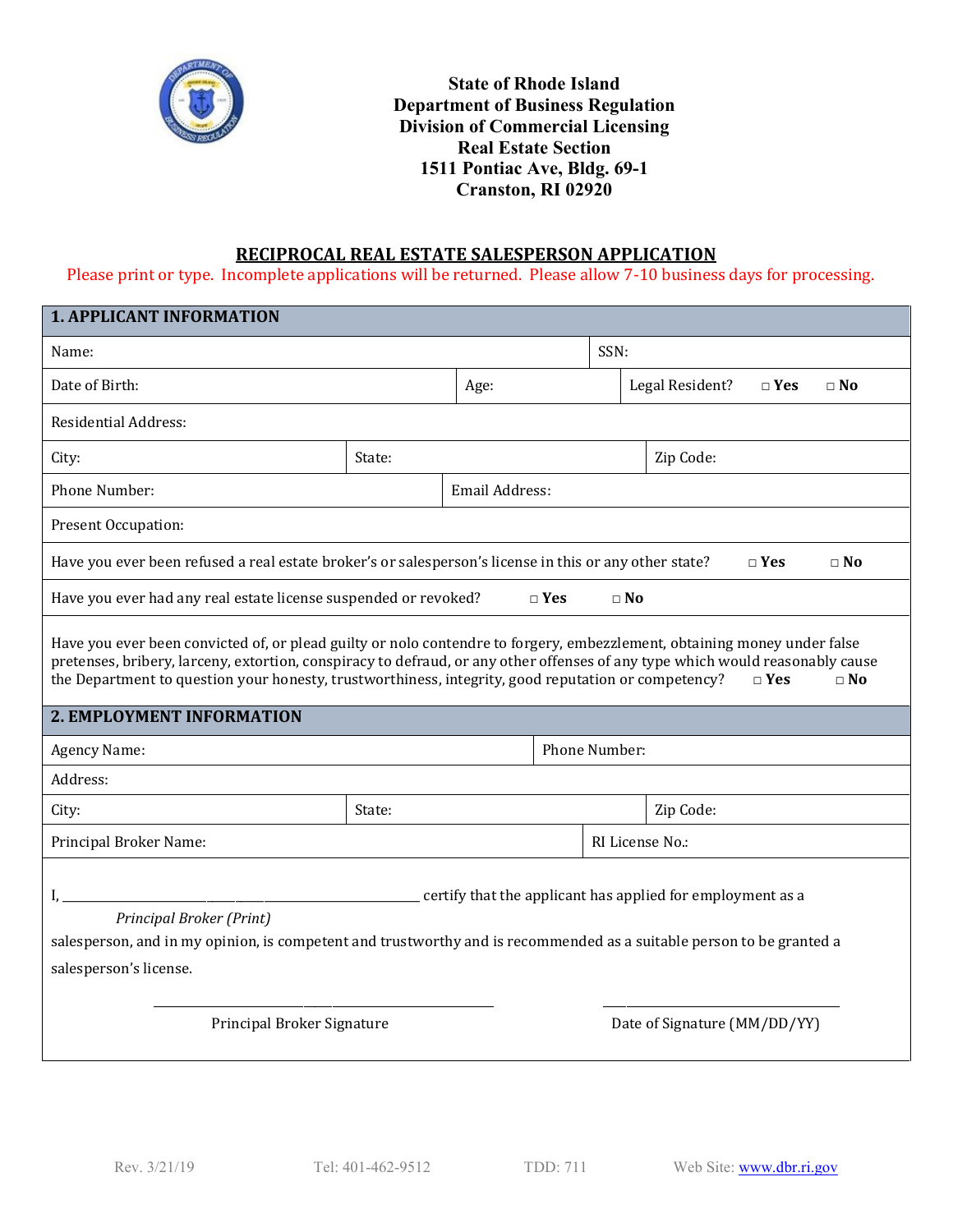**State of Rhode Island**
**Department of Business Regulation**
**Division of Commercial Licensing**
**Real Estate Section**
**1511 Pontiac Ave, Bldg. 69-1**
**Cranston, RI 02920**

## RECIPROCAL REAL ESTATE SALESPERSON APPLICATION

Please print or type. Incomplete applications will be returned. Please allow 7-10 business days for processing.

### 1. APPLICANT INFORMATION

| | | |
|---|---|---|
| Name: | | SSN: |
| Date of Birth: | Age: | Legal Resident? □ Yes □ No |
| Residential Address: | | |
| City: | State: | Zip Code: |
| Phone Number: | Email Address: | |
| Present Occupation: | | |

Have you ever been refused a real estate broker's or salesperson's license in this or any other state? □ Yes □ No

Have you ever had any real estate license suspended or revoked? □ Yes □ No

Have you ever been convicted of, or plead guilty or nolo contendre to forgery, embezzlement, obtaining money under false pretenses, bribery, larceny, extortion, conspiracy to defraud, or any other offenses of any type which would reasonably cause the Department to question your honesty, trustworthiness, integrity, good reputation or competency? □ Yes □ No

### 2. EMPLOYMENT INFORMATION

| | | |
|---|---|---|
| Agency Name: | | Phone Number: |
| Address: | | |
| City: | State: | Zip Code: |
| Principal Broker Name: | | RI License No.: |

I, ______________________________ certify that the applicant has applied for employment as a
*Principal Broker (Print)*
salesperson, and in my opinion, is competent and trustworthy and is recommended as a suitable person to be granted a salesperson's license.

______________________________ ______________________________
Principal Broker Signature Date of Signature (MM/DD/YY)

Rev. 3/21/19 Tel: 401-462-9512 TDD: 711 Web Site: www.dbr.ri.gov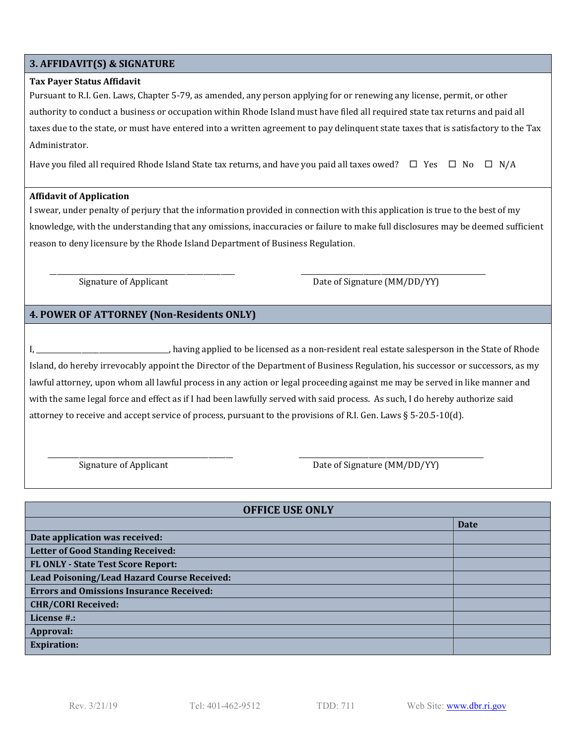## 3. AFFIDAVIT(S) & SIGNATURE

**Tax Payer Status Affidavit**

Pursuant to R.I. Gen. Laws, Chapter 5-79, as amended, any person applying for or renewing any license, permit, or other authority to conduct a business or occupation within Rhode Island must have filed all required state tax returns and paid all taxes due to the state, or must have entered into a written agreement to pay delinquent state taxes that is satisfactory to the Tax Administrator.

Have you filed all required Rhode Island State tax returns, and have you paid all taxes owed? ☐ Yes ☐ No ☐ N/A

**Affidavit of Application**

I swear, under penalty of perjury that the information provided in connection with this application is true to the best of my knowledge, with the understanding that any omissions, inaccuracies or failure to make full disclosures may be deemed sufficient reason to deny licensure by the Rhode Island Department of Business Regulation.

\_\_\_\_\_\_\_\_\_\_\_\_\_\_\_\_\_\_\_\_\_\_\_\_\_\_\_\_\_\_ Signature of Applicant

\_\_\_\_\_\_\_\_\_\_\_\_\_\_\_\_\_\_\_\_\_\_\_\_\_\_\_\_\_\_ Date of Signature (MM/DD/YY)

## 4. POWER OF ATTORNEY (Non-Residents ONLY)

I, \_\_\_\_\_\_\_\_\_\_\_\_\_\_\_\_\_\_\_\_\_\_\_\_, having applied to be licensed as a non-resident real estate salesperson in the State of Rhode Island, do hereby irrevocably appoint the Director of the Department of Business Regulation, his successor or successors, as my lawful attorney, upon whom all lawful process in any action or legal proceeding against me may be served in like manner and with the same legal force and effect as if I had been lawfully served with said process. As such, I do hereby authorize said attorney to receive and accept service of process, pursuant to the provisions of R.I. Gen. Laws § 5-20.5-10(d).

\_\_\_\_\_\_\_\_\_\_\_\_\_\_\_\_\_\_\_\_\_\_\_\_\_\_\_\_\_\_ Signature of Applicant

\_\_\_\_\_\_\_\_\_\_\_\_\_\_\_\_\_\_\_\_\_\_\_\_\_\_\_\_\_\_ Date of Signature (MM/DD/YY)

## OFFICE USE ONLY

| | Date |
|---|---|
| **Date application was received:** | |
| **Letter of Good Standing Received:** | |
| **FL ONLY - State Test Score Report:** | |
| **Lead Poisoning/Lead Hazard Course Received:** | |
| **Errors and Omissions Insurance Received:** | |
| **CHR/CORI Received:** | |
| **License #.:** | |
| **Approval:** | |
| **Expiration:** | |

Rev. 3/21/19 Tel: 401-462-9512 TDD: 711 Web Site: www.dbr.ri.gov